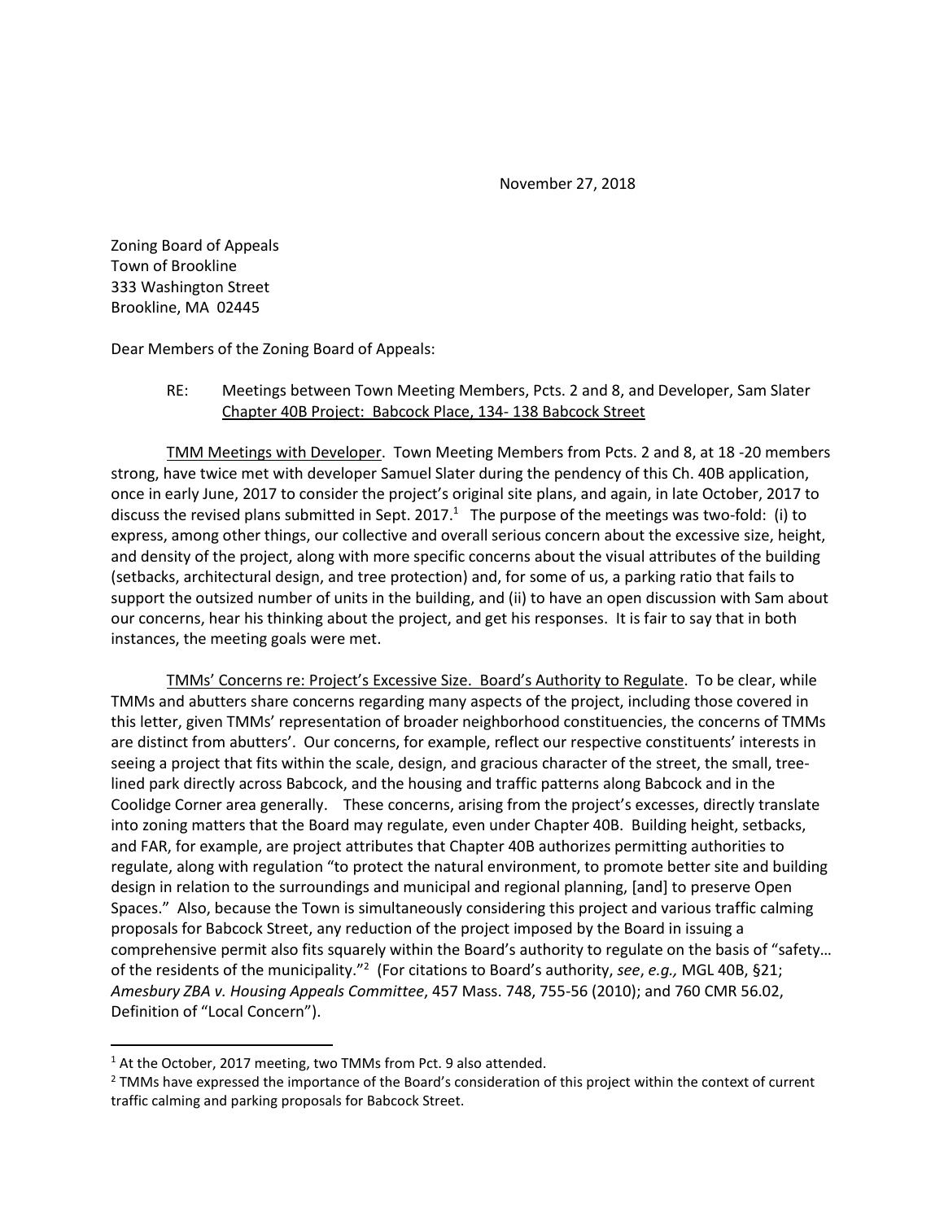November 27, 2018

Zoning Board of Appeals
Town of Brookline
333 Washington Street
Brookline, MA 02445

Dear Members of the Zoning Board of Appeals:

RE: Meetings between Town Meeting Members, Pcts. 2 and 8, and Developer, Sam Slater
Chapter 40B Project: Babcock Place, 134- 138 Babcock Street

TMM Meetings with Developer. Town Meeting Members from Pcts. 2 and 8, at 18 -20 members strong, have twice met with developer Samuel Slater during the pendency of this Ch. 40B application, once in early June, 2017 to consider the project's original site plans, and again, in late October, 2017 to discuss the revised plans submitted in Sept. 2017.[1] The purpose of the meetings was two-fold: (i) to express, among other things, our collective and overall serious concern about the excessive size, height, and density of the project, along with more specific concerns about the visual attributes of the building (setbacks, architectural design, and tree protection) and, for some of us, a parking ratio that fails to support the outsized number of units in the building, and (ii) to have an open discussion with Sam about our concerns, hear his thinking about the project, and get his responses. It is fair to say that in both instances, the meeting goals were met.

TMMs' Concerns re: Project's Excessive Size. Board's Authority to Regulate. To be clear, while TMMs and abutters share concerns regarding many aspects of the project, including those covered in this letter, given TMMs' representation of broader neighborhood constituencies, the concerns of TMMs are distinct from abutters'. Our concerns, for example, reflect our respective constituents' interests in seeing a project that fits within the scale, design, and gracious character of the street, the small, tree-lined park directly across Babcock, and the housing and traffic patterns along Babcock and in the Coolidge Corner area generally. These concerns, arising from the project's excesses, directly translate into zoning matters that the Board may regulate, even under Chapter 40B. Building height, setbacks, and FAR, for example, are project attributes that Chapter 40B authorizes permitting authorities to regulate, along with regulation "to protect the natural environment, to promote better site and building design in relation to the surroundings and municipal and regional planning, [and] to preserve Open Spaces." Also, because the Town is simultaneously considering this project and various traffic calming proposals for Babcock Street, any reduction of the project imposed by the Board in issuing a comprehensive permit also fits squarely within the Board's authority to regulate on the basis of "safety… of the residents of the municipality."[2] (For citations to Board's authority, *see*, *e.g.,* MGL 40B, §21; *Amesbury ZBA v. Housing Appeals Committee*, 457 Mass. 748, 755-56 (2010); and 760 CMR 56.02, Definition of "Local Concern").

[1] At the October, 2017 meeting, two TMMs from Pct. 9 also attended.

[2] TMMs have expressed the importance of the Board's consideration of this project within the context of current traffic calming and parking proposals for Babcock Street.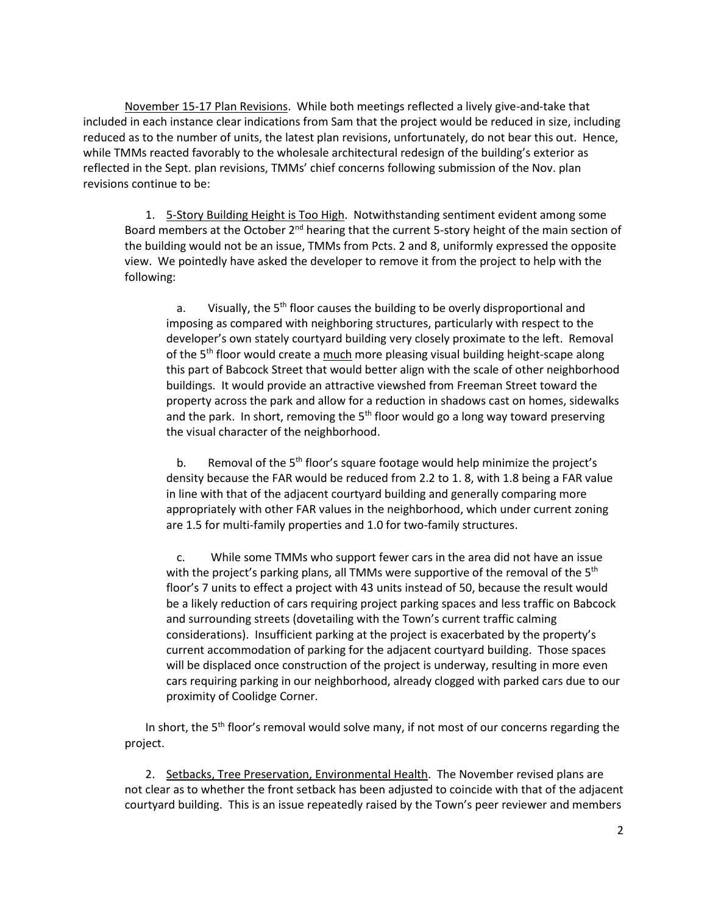November 15-17 Plan Revisions. While both meetings reflected a lively give-and-take that included in each instance clear indications from Sam that the project would be reduced in size, including reduced as to the number of units, the latest plan revisions, unfortunately, do not bear this out. Hence, while TMMs reacted favorably to the wholesale architectural redesign of the building's exterior as reflected in the Sept. plan revisions, TMMs' chief concerns following submission of the Nov. plan revisions continue to be:

1. 5-Story Building Height is Too High. Notwithstanding sentiment evident among some Board members at the October 2nd hearing that the current 5-story height of the main section of the building would not be an issue, TMMs from Pcts. 2 and 8, uniformly expressed the opposite view. We pointedly have asked the developer to remove it from the project to help with the following:

   a. Visually, the 5th floor causes the building to be overly disproportional and imposing as compared with neighboring structures, particularly with respect to the developer's own stately courtyard building very closely proximate to the left. Removal of the 5th floor would create a much more pleasing visual building height-scape along this part of Babcock Street that would better align with the scale of other neighborhood buildings. It would provide an attractive viewshed from Freeman Street toward the property across the park and allow for a reduction in shadows cast on homes, sidewalks and the park. In short, removing the 5th floor would go a long way toward preserving the visual character of the neighborhood.

   b. Removal of the 5th floor's square footage would help minimize the project's density because the FAR would be reduced from 2.2 to 1. 8, with 1.8 being a FAR value in line with that of the adjacent courtyard building and generally comparing more appropriately with other FAR values in the neighborhood, which under current zoning are 1.5 for multi-family properties and 1.0 for two-family structures.

   c. While some TMMs who support fewer cars in the area did not have an issue with the project's parking plans, all TMMs were supportive of the removal of the 5th floor's 7 units to effect a project with 43 units instead of 50, because the result would be a likely reduction of cars requiring project parking spaces and less traffic on Babcock and surrounding streets (dovetailing with the Town's current traffic calming considerations). Insufficient parking at the project is exacerbated by the property's current accommodation of parking for the adjacent courtyard building. Those spaces will be displaced once construction of the project is underway, resulting in more even cars requiring parking in our neighborhood, already clogged with parked cars due to our proximity of Coolidge Corner.

   In short, the 5th floor's removal would solve many, if not most of our concerns regarding the project.

2. Setbacks, Tree Preservation, Environmental Health. The November revised plans are not clear as to whether the front setback has been adjusted to coincide with that of the adjacent courtyard building. This is an issue repeatedly raised by the Town's peer reviewer and members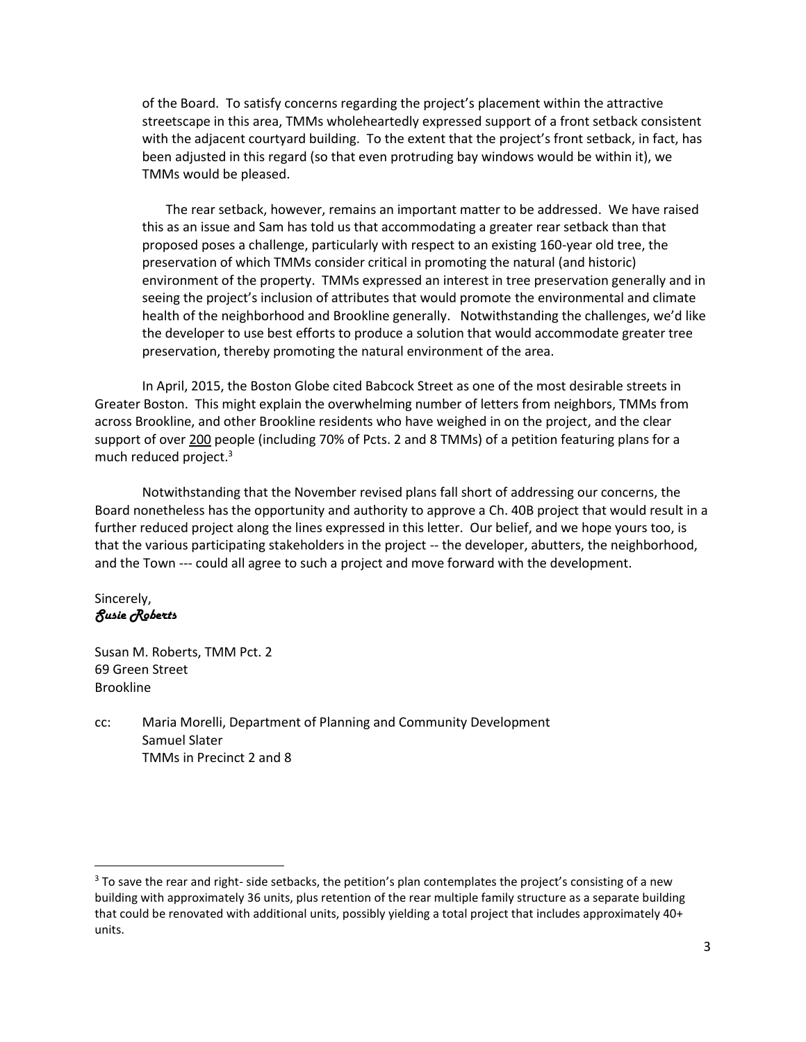of the Board. To satisfy concerns regarding the project's placement within the attractive streetscape in this area, TMMs wholeheartedly expressed support of a front setback consistent with the adjacent courtyard building. To the extent that the project's front setback, in fact, has been adjusted in this regard (so that even protruding bay windows would be within it), we TMMs would be pleased.

The rear setback, however, remains an important matter to be addressed. We have raised this as an issue and Sam has told us that accommodating a greater rear setback than that proposed poses a challenge, particularly with respect to an existing 160-year old tree, the preservation of which TMMs consider critical in promoting the natural (and historic) environment of the property. TMMs expressed an interest in tree preservation generally and in seeing the project's inclusion of attributes that would promote the environmental and climate health of the neighborhood and Brookline generally. Notwithstanding the challenges, we'd like the developer to use best efforts to produce a solution that would accommodate greater tree preservation, thereby promoting the natural environment of the area.

In April, 2015, the Boston Globe cited Babcock Street as one of the most desirable streets in Greater Boston. This might explain the overwhelming number of letters from neighbors, TMMs from across Brookline, and other Brookline residents who have weighed in on the project, and the clear support of over <u>200</u> people (including 70% of Pcts. 2 and 8 TMMs) of a petition featuring plans for a much reduced project.[3]

Notwithstanding that the November revised plans fall short of addressing our concerns, the Board nonetheless has the opportunity and authority to approve a Ch. 40B project that would result in a further reduced project along the lines expressed in this letter. Our belief, and we hope yours too, is that the various participating stakeholders in the project -- the developer, abutters, the neighborhood, and the Town --- could all agree to such a project and move forward with the development.

Sincerely,
*Susie Roberts*

Susan M. Roberts, TMM Pct. 2
69 Green Street
Brookline

cc: Maria Morelli, Department of Planning and Community Development
Samuel Slater
TMMs in Precinct 2 and 8

---

[3] To save the rear and right- side setbacks, the petition's plan contemplates the project's consisting of a new building with approximately 36 units, plus retention of the rear multiple family structure as a separate building that could be renovated with additional units, possibly yielding a total project that includes approximately 40+ units.